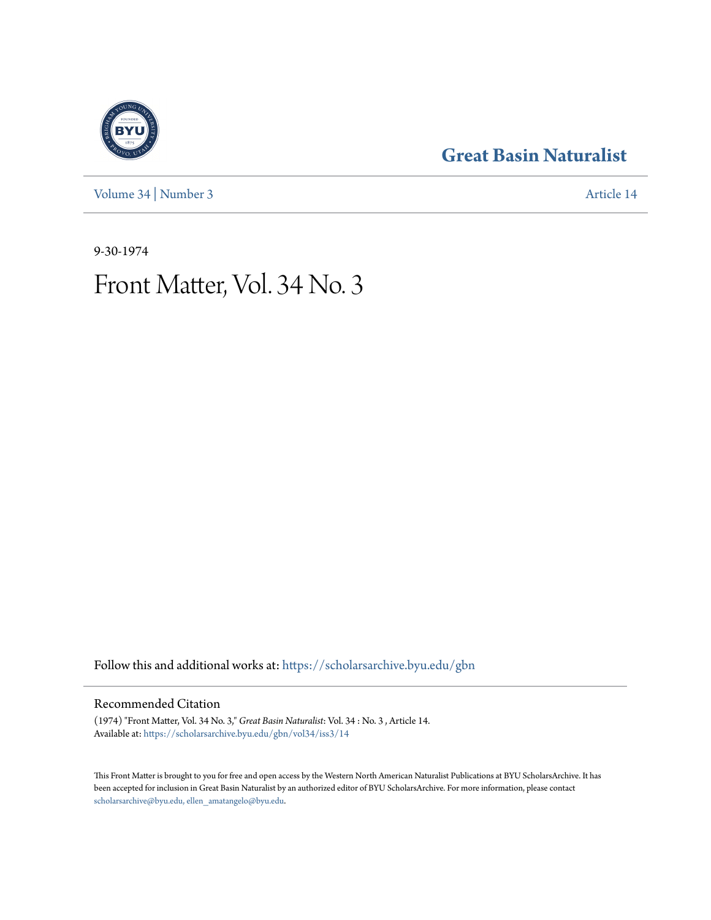Great Basin Naturalist

Volume 34 | Number 3 Article 14

9-30-1974

# Front Matter, Vol. 34 No. 3

Follow this and additional works at: https://scholarsarchive.byu.edu/gbn

## Recommended Citation

(1974) "Front Matter, Vol. 34 No. 3," *Great Basin Naturalist*: Vol. 34 : No. 3 , Article 14.
Available at: https://scholarsarchive.byu.edu/gbn/vol34/iss3/14

This Front Matter is brought to you for free and open access by the Western North American Naturalist Publications at BYU ScholarsArchive. It has been accepted for inclusion in Great Basin Naturalist by an authorized editor of BYU ScholarsArchive. For more information, please contact scholarsarchive@byu.edu, ellen_amatangelo@byu.edu.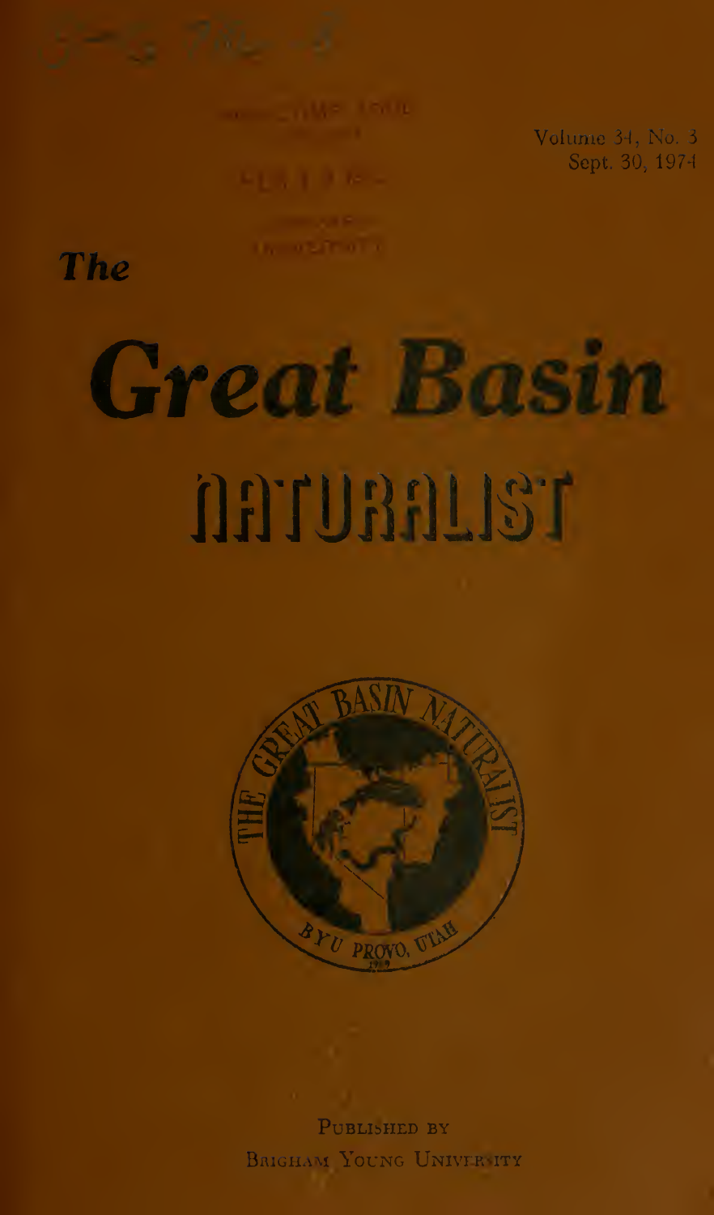Volume 34, No. 3
Sept. 30, 1974

# The Great Basin NATURALIST

PUBLISHED BY
BRIGHAM YOUNG UNIVERSITY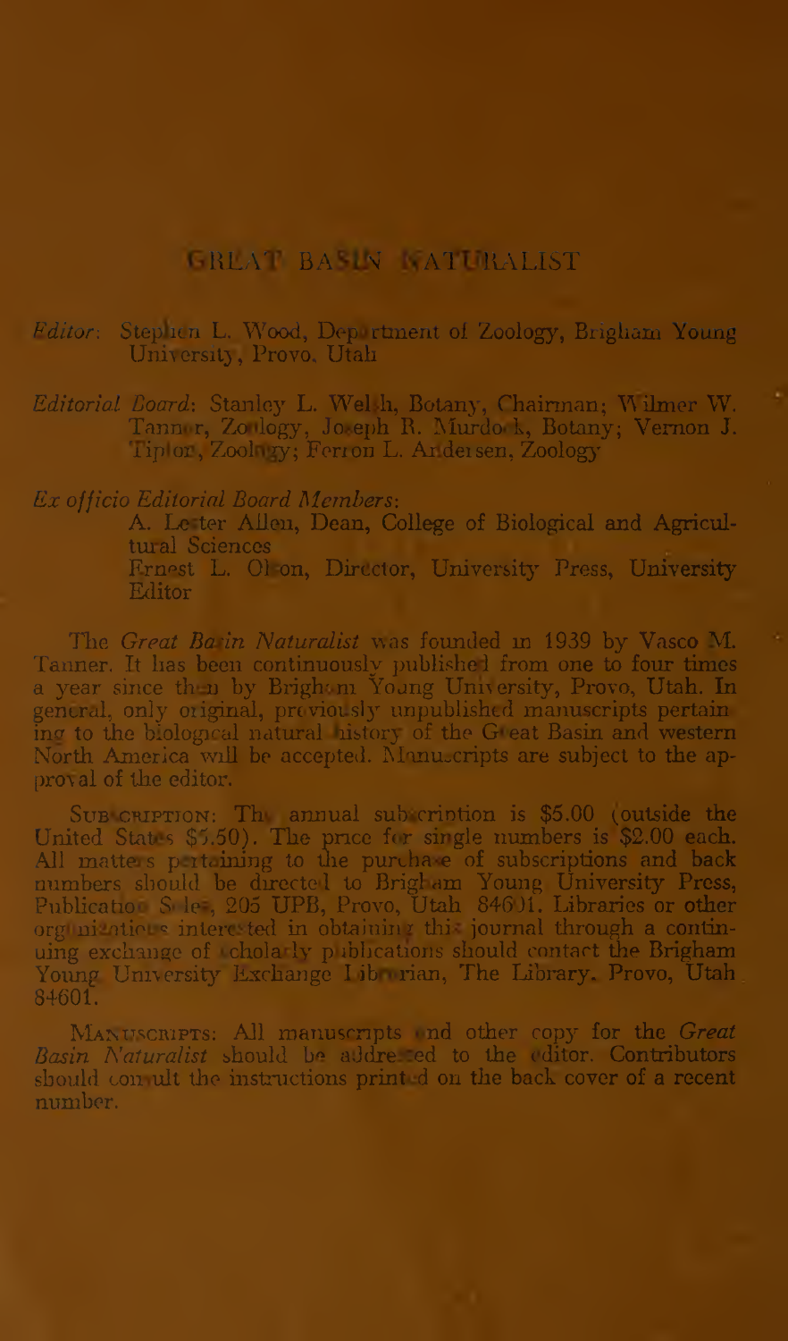# GREAT BASIN NATURALIST

*Editor*: Stephen L. Wood, Department of Zoology, Brigham Young University, Provo, Utah

*Editorial Board*: Stanley L. Welsh, Botany, Chairman; Wilmer W. Tanner, Zoology, Joseph R. Murdock, Botany; Vernon J. Tipton, Zoology; Ferron L. Andersen, Zoology

*Ex officio Editorial Board Members*:

A. Lester Allen, Dean, College of Biological and Agricultural Sciences

Ernest L. Olson, Director, University Press, University Editor

The *Great Basin Naturalist* was founded in 1939 by Vasco M. Tanner. It has been continuously published from one to four times a year since then by Brigham Young University, Provo, Utah. In general, only original, previously unpublished manuscripts pertaining to the biological natural history of the Great Basin and western North America will be accepted. Manuscripts are subject to the approval of the editor.

SUBSCRIPTION: The annual subscription is $5.00 (outside the United States $5.50). The price for single numbers is $2.00 each. All matters pertaining to the purchase of subscriptions and back numbers should be directed to Brigham Young University Press, Publication Sales, 205 UPB, Provo, Utah 84601. Libraries or other organizations interested in obtaining this journal through a continuing exchange of scholarly publications should contact the Brigham Young University Exchange Librarian, The Library, Provo, Utah 84601.

MANUSCRIPTS: All manuscripts and other copy for the *Great Basin Naturalist* should be addressed to the editor. Contributors should consult the instructions printed on the back cover of a recent number.